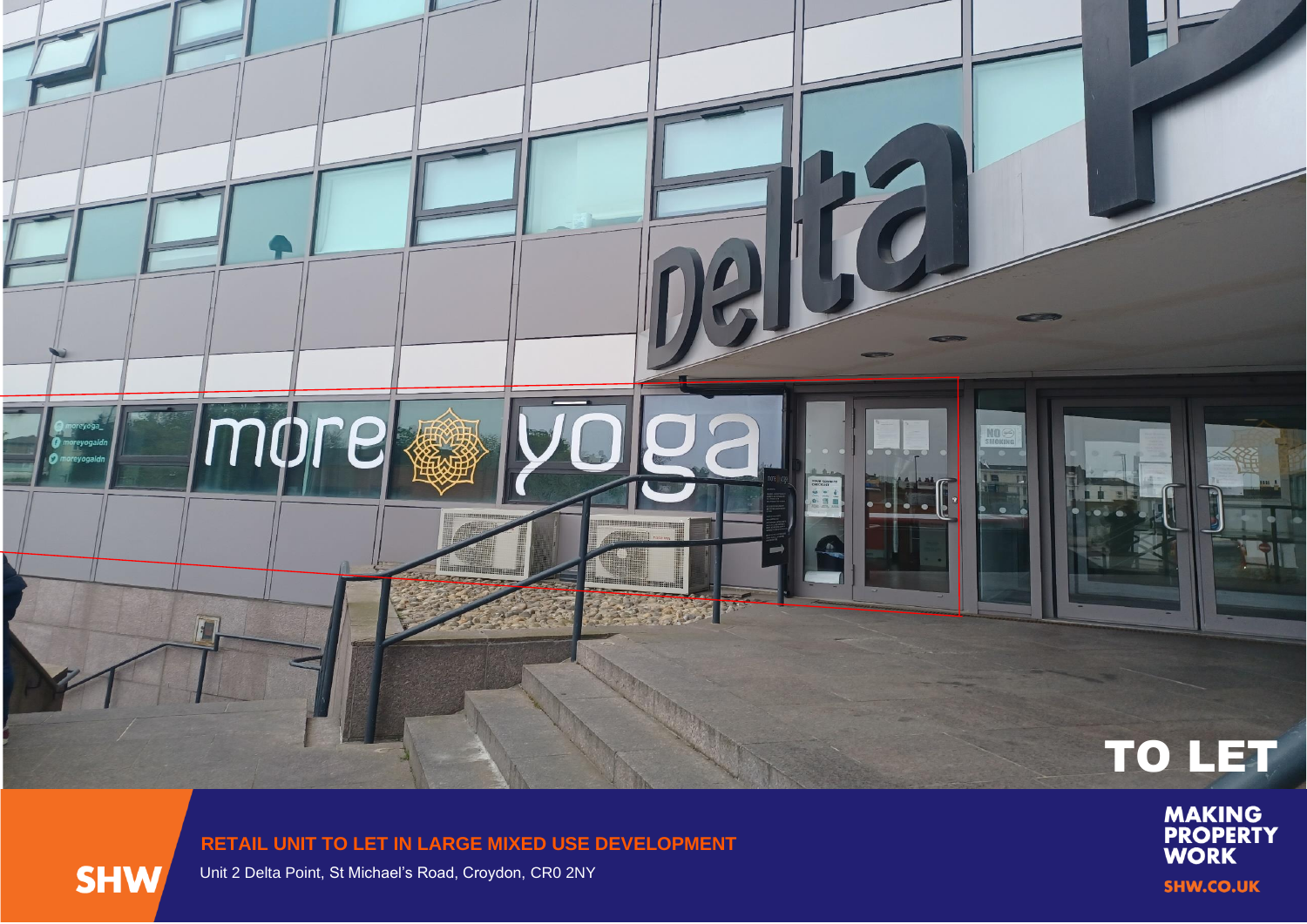TO LET

**RETAIL UNIT TO LET IN LARGE MIXED USE DEVELOPMENT**

Unit 2 Delta Point, St Michael's Road, Croydon, CR0 2NY

SHW

MAKING PROPERTY WORK

SHW.CO.UK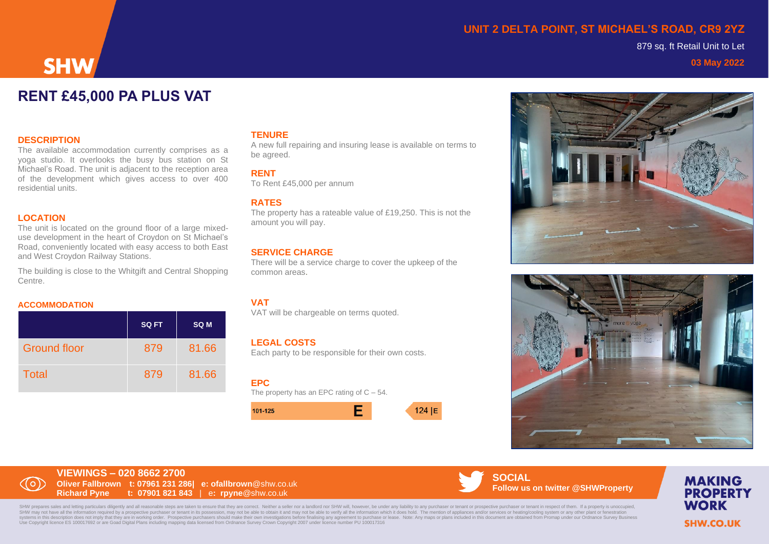# UNIT 2 DELTA POINT, ST MICHAEL'S ROAD, CR9 2YZ

879 sq. ft Retail Unit to Let

**03 May 2022**

## RENT £45,000 PA PLUS VAT

### DESCRIPTION

The available accommodation currently comprises as a yoga studio. It overlooks the busy bus station on St Michael's Road. The unit is adjacent to the reception area of the development which gives access to over 400 residential units.

### LOCATION

The unit is located on the ground floor of a large mixed-use development in the heart of Croydon on St Michael's Road, conveniently located with easy access to both East and West Croydon Railway Stations.

The building is close to the Whitgift and Central Shopping Centre.

### ACCOMMODATION

| | SQ FT | SQ M |
|---|---|---|
| Ground floor | 879 | 81.66 |
| Total | 879 | 81.66 |

### TENURE

A new full repairing and insuring lease is available on terms to be agreed.

### RENT

To Rent £45,000 per annum

### RATES

The property has a rateable value of £19,250. This is not the amount you will pay.

### SERVICE CHARGE

There will be a service charge to cover the upkeep of the common areas.

### VAT

VAT will be chargeable on terms quoted.

### LEGAL COSTS

Each party to be responsible for their own costs.

### EPC

The property has an EPC rating of C – 54.

101-125 E

124 | E

### VIEWINGS – 020 8662 2700

**Oliver Fallbrown t: 07961 231 286| e: ofallbrown@shw.co.uk**

**Richard Pyne t: 07901 821 843** | e: **rpyne@shw.co.uk**

**SOCIAL**

**Follow us on twitter @SHWProperty**

**MAKING PROPERTY WORK**

**SHW.CO.UK**

SHW prepares sales and letting particulars diligently and all reasonable steps are taken to ensure that they are correct. Neither a seller nor a landlord nor SHW will, however, be under any liability to any purchaser or tenant or prospective purchaser or tenant in respect of them. If a property is unoccupied, SHW may not have all the information required by a prospective purchaser or tenant in its possession, may not be able to obtain it and may not be able to verify all the information which it does hold. The mention of appliances and/or services or heating/cooling system or any other plant or fenestration systems in this description does not imply that they are in working order. Prospective purchasers should make their own investigations before finalising any agreement to purchase or lease. Note: Any maps or plans included in this document are obtained from Promap under our Ordnance Survey Business Use Copyright licence ES 100017692 or are Goad Digital Plans including mapping data licensed from Ordnance Survey Crown Copyright 2007 under licence number PU 100017316